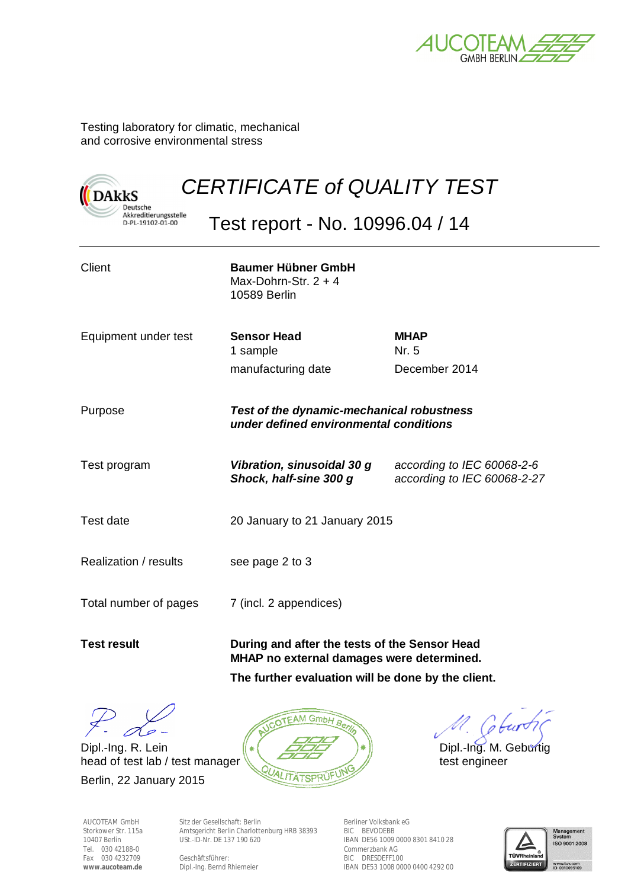AUCOTEAM GMBH BERLIN

Testing laboratory for climatic, mechanical
and corrosive environmental stress

DAkkS Deutsche Akkreditierungsstelle D-PL-19102-01-00

# *CERTIFICATE of QUALITY TEST*

## Test report - No. 10996.04 / 14

| | | |
|---|---|---|
| Client | **Baumer Hübner GmbH**<br>Max-Dohrn-Str. 2 + 4<br>10589 Berlin | |
| Equipment under test | **Sensor Head**<br>1 sample | **MHAP**<br>Nr. 5 |
| | manufacturing date | December 2014 |
| Purpose | ***Test of the dynamic-mechanical robustness under defined environmental conditions*** | |
| Test program | ***Vibration, sinusoidal 30 g***<br>***Shock, half-sine 300 g*** | *according to IEC 60068-2-6*<br>*according to IEC 60068-2-27* |
| Test date | 20 January to 21 January 2015 | |
| Realization / results | see page 2 to 3 | |
| Total number of pages | 7 (incl. 2 appendices) | |
| **Test result** | **During and after the tests of the Sensor Head MHAP no external damages were determined.**<br>**The further evaluation will be done by the client.** | |

Dipl.-Ing. R. Lein
head of test lab / test manager
Berlin, 22 January 2015

AUCOTEAM GmbH Berlin QUALITÄTSPRÜFUNG

Dipl.-Ing. M. Geburtig
test engineer

AUCOTEAM GmbH
Storkower Str. 115a
10407 Berlin
Tel. 030 42188-0
Fax 030 4232709
**www.aucoteam.de**

Sitz der Gesellschaft: Berlin
Amtsgericht Berlin Charlottenburg HRB 38393
USt.-ID-Nr. DE 137 190 620

Geschäftsführer:
Dipl.-Ing. Bernd Rhiemeier

Berliner Volksbank eG
BIC BEVODEBB
IBAN DE56 1009 0000 8301 8410 28
Commerzbank AG
BIC DRESDEFF100
IBAN DE53 1008 0000 0400 4292 00

TÜVRheinland ZERTIFIZIERT Management System ISO 9001:2008 www.tuv.com ID 0910095109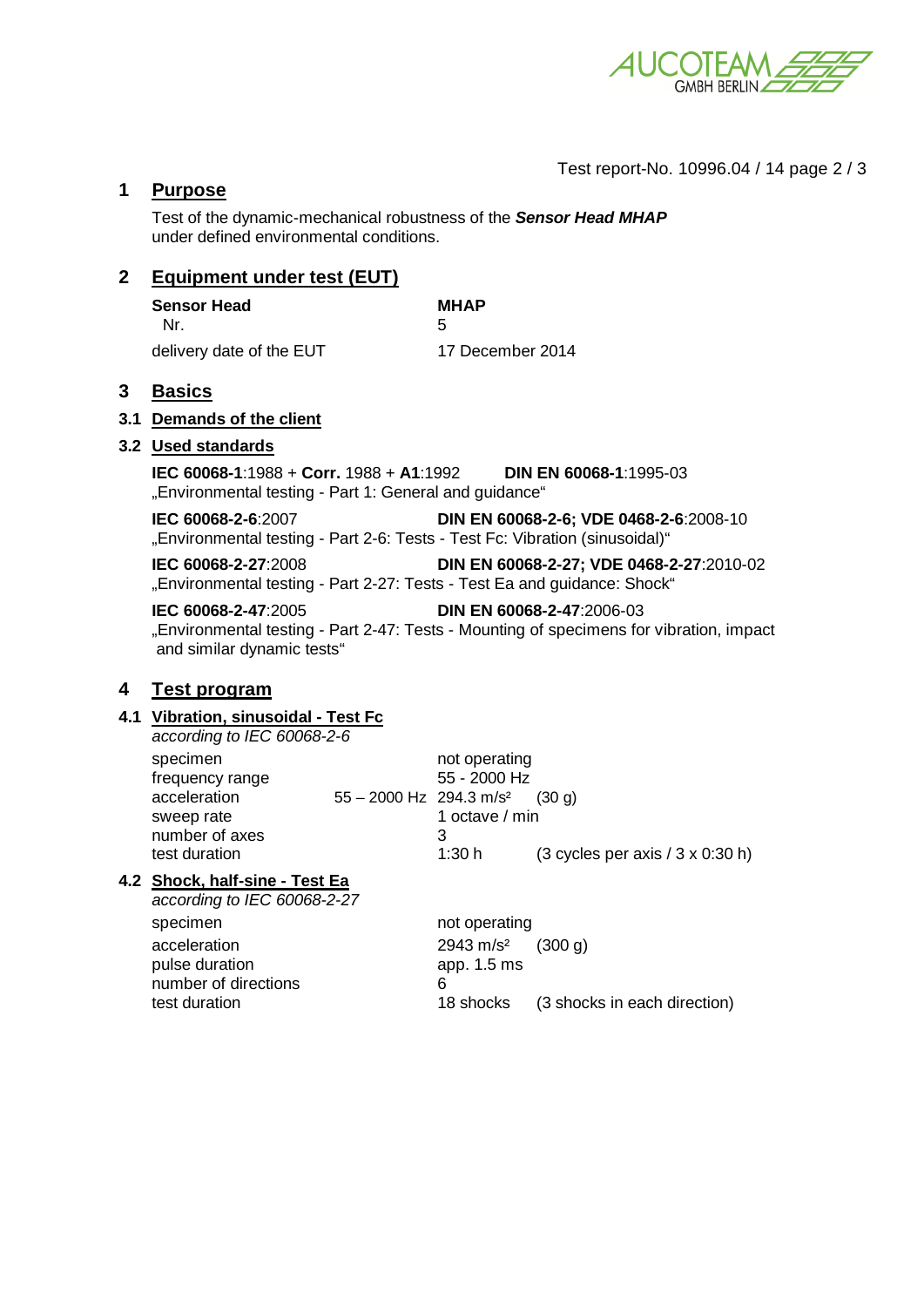## 1 Purpose

Test of the dynamic-mechanical robustness of the ***Sensor Head MHAP*** under defined environmental conditions.

## 2 Equipment under test (EUT)

| | |
|---|---|
| **Sensor Head** | **MHAP** |
| Nr. | 5 |
| delivery date of the EUT | 17 December 2014 |

## 3 Basics

### 3.1 Demands of the client

### 3.2 Used standards

**IEC 60068-1**:1988 + **Corr.** 1988 + **A1**:1992 **DIN EN 60068-1**:1995-03
„Environmental testing - Part 1: General and guidance“

**IEC 60068-2-6**:2007 **DIN EN 60068-2-6; VDE 0468-2-6**:2008-10
„Environmental testing - Part 2-6: Tests - Test Fc: Vibration (sinusoidal)“

**IEC 60068-2-27**:2008 **DIN EN 60068-2-27; VDE 0468-2-27**:2010-02
„Environmental testing - Part 2-27: Tests - Test Ea and guidance: Shock“

**IEC 60068-2-47**:2005 **DIN EN 60068-2-47**:2006-03
„Environmental testing - Part 2-47: Tests - Mounting of specimens for vibration, impact and similar dynamic tests“

## 4 Test program

### 4.1 Vibration, sinusoidal - Test Fc

*according to IEC 60068-2-6*

| | | | |
|---|---|---|---|
| specimen | | not operating | |
| frequency range | | 55 - 2000 Hz | |
| acceleration | 55 – 2000 Hz | 294.3 m/s² | (30 g) |
| sweep rate | | 1 octave / min | |
| number of axes | | 3 | |
| test duration | | 1:30 h | (3 cycles per axis / 3 x 0:30 h) |

### 4.2 Shock, half-sine - Test Ea

*according to IEC 60068-2-27*

| | | |
|---|---|---|
| specimen | not operating | |
| acceleration | 2943 m/s² | (300 g) |
| pulse duration | app. 1.5 ms | |
| number of directions | 6 | |
| test duration | 18 shocks | (3 shocks in each direction) |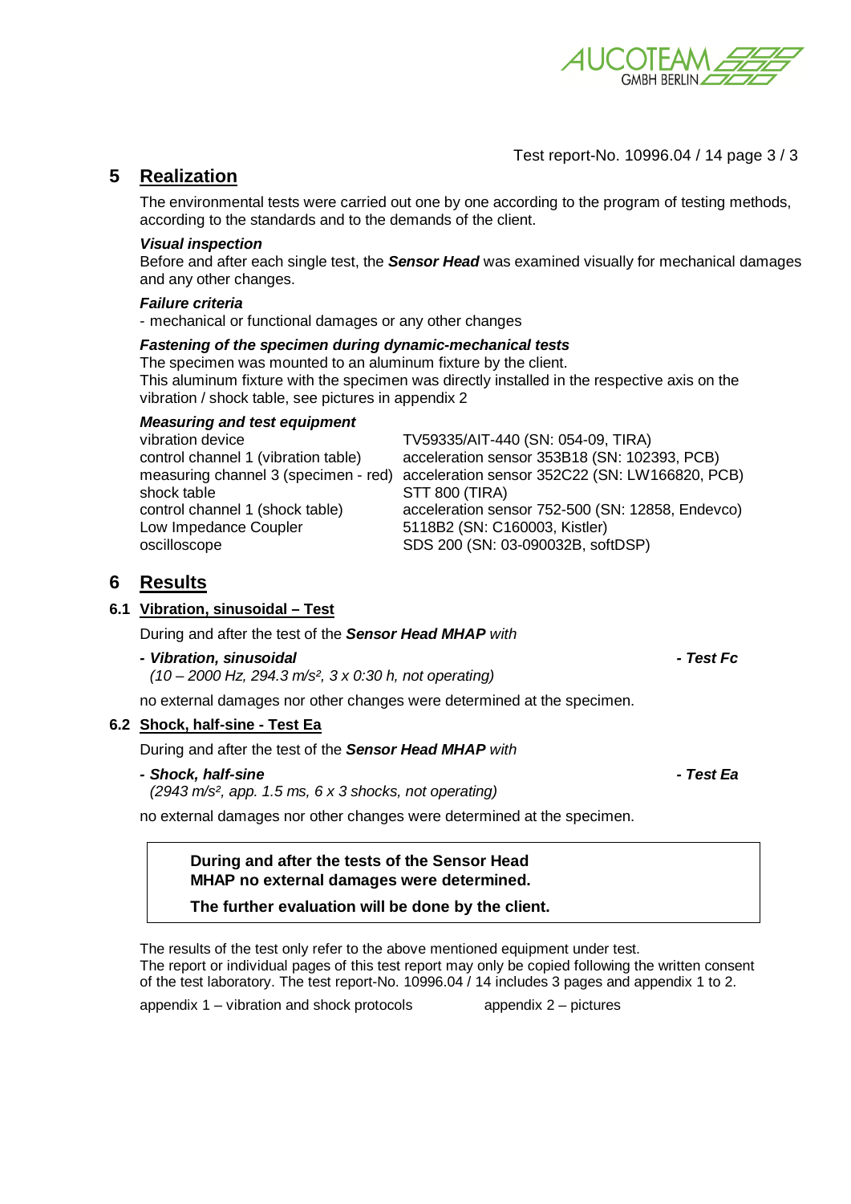## 5 Realization

The environmental tests were carried out one by one according to the program of testing methods, according to the standards and to the demands of the client.

***Visual inspection***
Before and after each single test, the ***Sensor Head*** was examined visually for mechanical damages and any other changes.

***Failure criteria***
- mechanical or functional damages or any other changes

***Fastening of the specimen during dynamic-mechanical tests***
The specimen was mounted to an aluminum fixture by the client.
This aluminum fixture with the specimen was directly installed in the respective axis on the vibration / shock table, see pictures in appendix 2

***Measuring and test equipment***

| | |
|---|---|
| vibration device | TV59335/AIT-440 (SN: 054-09, TIRA) |
| control channel 1 (vibration table) | acceleration sensor 353B18 (SN: 102393, PCB) |
| measuring channel 3 (specimen - red) | acceleration sensor 352C22 (SN: LW166820, PCB) |
| shock table | STT 800 (TIRA) |
| control channel 1 (shock table) | acceleration sensor 752-500 (SN: 12858, Endevco) |
| Low Impedance Coupler | 5118B2 (SN: C160003, Kistler) |
| oscilloscope | SDS 200 (SN: 03-090032B, softDSP) |

## 6 Results

### 6.1 Vibration, sinusoidal – Test

During and after the test of the ***Sensor Head MHAP*** *with*

***- Vibration, sinusoidal*** ***- Test Fc***
*(10 – 2000 Hz, 294.3 m/s², 3 x 0:30 h, not operating)*

no external damages nor other changes were determined at the specimen.

### 6.2 Shock, half-sine - Test Ea

During and after the test of the ***Sensor Head MHAP*** *with*

***- Shock, half-sine*** ***- Test Ea***
*(2943 m/s², app. 1.5 ms, 6 x 3 shocks, not operating)*

no external damages nor other changes were determined at the specimen.

**During and after the tests of the Sensor Head MHAP no external damages were determined.**

**The further evaluation will be done by the client.**

The results of the test only refer to the above mentioned equipment under test.
The report or individual pages of this test report may only be copied following the written consent of the test laboratory. The test report-No. 10996.04 / 14 includes 3 pages and appendix 1 to 2.

appendix 1 – vibration and shock protocols    appendix 2 – pictures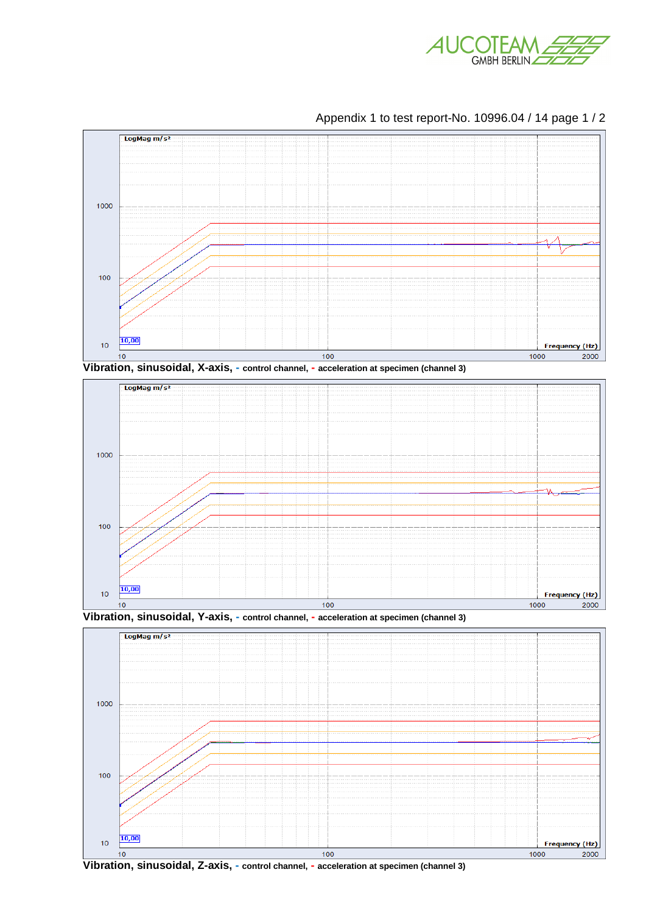Appendix 1 to test report-No. 10996.04 / 14 page 1 / 2

LogMag m/s²

1000

100

10

10,00

10 100 1000 2000

Frequency (Hz)

**Vibration, sinusoidal, X-axis,** - control channel, - acceleration at specimen (channel 3)

LogMag m/s²

1000

100

10

10,00

10 100 1000 2000

Frequency (Hz)

**Vibration, sinusoidal, Y-axis,** - control channel, - acceleration at specimen (channel 3)

LogMag m/s²

1000

100

10

10,00

10 100 1000 2000

Frequency (Hz)

**Vibration, sinusoidal, Z-axis,** - control channel, - acceleration at specimen (channel 3)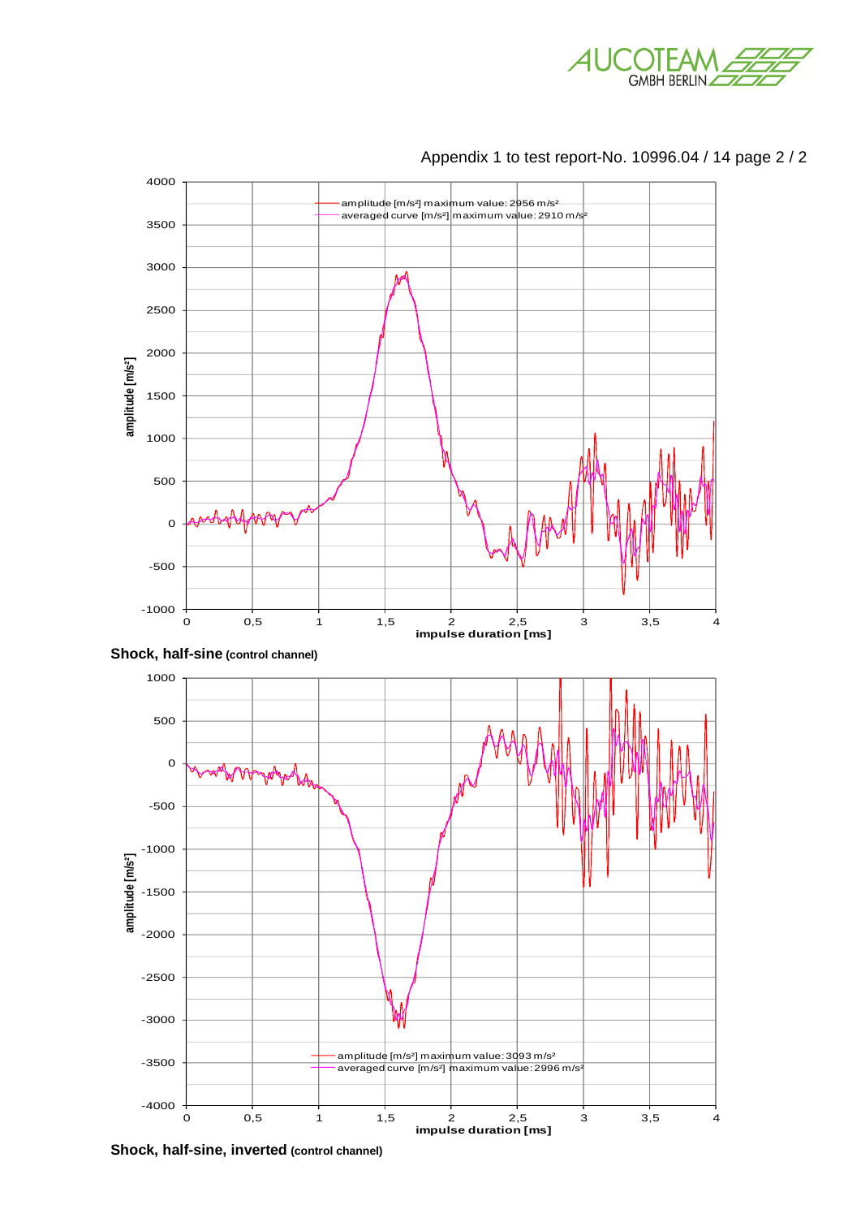Appendix 1 to test report-No. 10996.04 / 14 page 2 / 2

amplitude [m/s²] maximum value: 2956 m/s²
averaged curve [m/s²] maximum value: 2910 m/s²

**Shock, half-sine (control channel)**

amplitude [m/s²] maximum value: 3093 m/s²
averaged curve [m/s²] maximum value: 2996 m/s²

**Shock, half-sine, inverted (control channel)**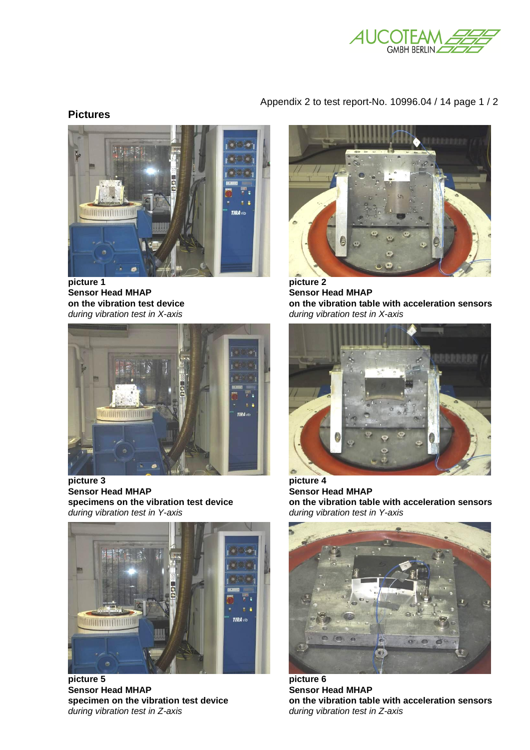Appendix 2 to test report-No. 10996.04 / 14 page 1 / 2

## Pictures

**picture 1**
**Sensor Head MHAP**
**on the vibration test device**
*during vibration test in X-axis*

**picture 2**
**Sensor Head MHAP**
**on the vibration table with acceleration sensors**
*during vibration test in X-axis*

**picture 3**
**Sensor Head MHAP**
**specimens on the vibration test device**
*during vibration test in Y-axis*

**picture 4**
**Sensor Head MHAP**
**on the vibration table with acceleration sensors**
*during vibration test in Y-axis*

**picture 5**
**Sensor Head MHAP**
**specimen on the vibration test device**
*during vibration test in Z-axis*

**picture 6**
**Sensor Head MHAP**
**on the vibration table with acceleration sensors**
*during vibration test in Z-axis*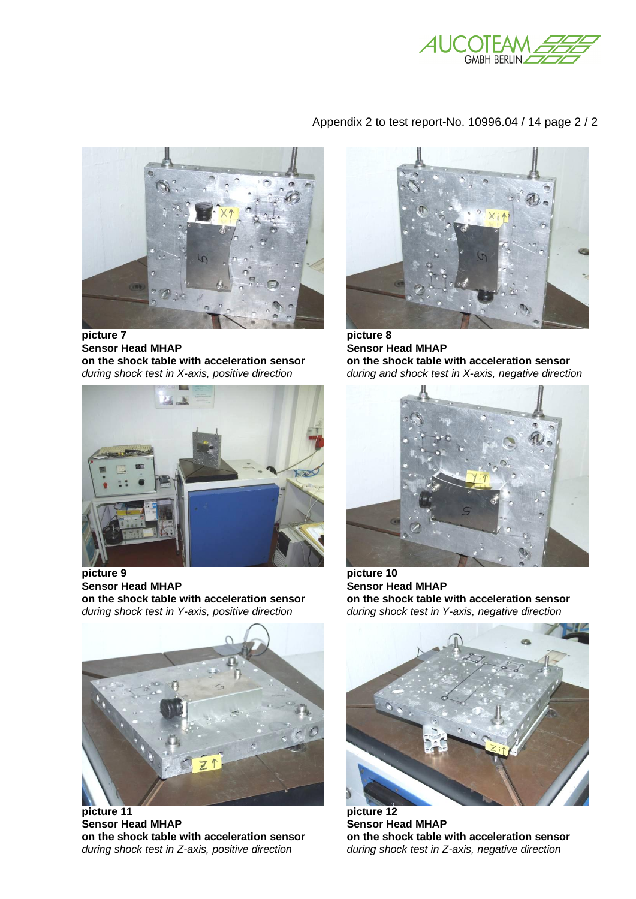Appendix 2 to test report-No. 10996.04 / 14 page 2 / 2

**picture 7**
**Sensor Head MHAP**
**on the shock table with acceleration sensor**
*during shock test in X-axis, positive direction*

**picture 8**
**Sensor Head MHAP**
**on the shock table with acceleration sensor**
*during and shock test in X-axis, negative direction*

**picture 9**
**Sensor Head MHAP**
**on the shock table with acceleration sensor**
*during shock test in Y-axis, positive direction*

**picture 10**
**Sensor Head MHAP**
**on the shock table with acceleration sensor**
*during shock test in Y-axis, negative direction*

**picture 11**
**Sensor Head MHAP**
**on the shock table with acceleration sensor**
*during shock test in Z-axis, positive direction*

**picture 12**
**Sensor Head MHAP**
**on the shock table with acceleration sensor**
*during shock test in Z-axis, negative direction*